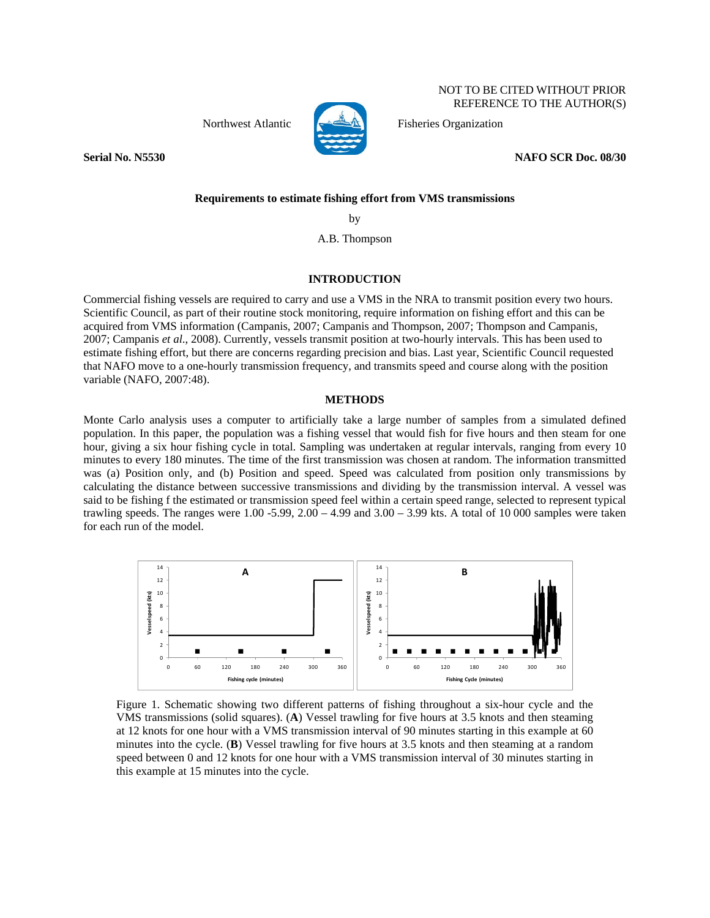NOT TO BE CITED WITHOUT PRIOR REFERENCE TO THE AUTHOR(S)

Northwest Atlantic Fisheries Organization

**Serial No. N5530** **NAFO SCR Doc. 08/30**

## Requirements to estimate fishing effort from VMS transmissions

by

A.B. Thompson

### INTRODUCTION

Commercial fishing vessels are required to carry and use a VMS in the NRA to transmit position every two hours. Scientific Council, as part of their routine stock monitoring, require information on fishing effort and this can be acquired from VMS information (Campanis, 2007; Campanis and Thompson, 2007; Thompson and Campanis, 2007; Campanis *et al.*, 2008). Currently, vessels transmit position at two-hourly intervals. This has been used to estimate fishing effort, but there are concerns regarding precision and bias. Last year, Scientific Council requested that NAFO move to a one-hourly transmission frequency, and transmits speed and course along with the position variable (NAFO, 2007:48).

### METHODS

Monte Carlo analysis uses a computer to artificially take a large number of samples from a simulated defined population. In this paper, the population was a fishing vessel that would fish for five hours and then steam for one hour, giving a six hour fishing cycle in total. Sampling was undertaken at regular intervals, ranging from every 10 minutes to every 180 minutes. The time of the first transmission was chosen at random. The information transmitted was (a) Position only, and (b) Position and speed. Speed was calculated from position only transmissions by calculating the distance between successive transmissions and dividing by the transmission interval. A vessel was said to be fishing f the estimated or transmission speed feel within a certain speed range, selected to represent typical trawling speeds. The ranges were 1.00 -5.99, 2.00 – 4.99 and 3.00 – 3.99 kts. A total of 10 000 samples were taken for each run of the model.

Figure 1. Schematic showing two different patterns of fishing throughout a six-hour cycle and the VMS transmissions (solid squares). (**A**) Vessel trawling for five hours at 3.5 knots and then steaming at 12 knots for one hour with a VMS transmission interval of 90 minutes starting in this example at 60 minutes into the cycle. (**B**) Vessel trawling for five hours at 3.5 knots and then steaming at a random speed between 0 and 12 knots for one hour with a VMS transmission interval of 30 minutes starting in this example at 15 minutes into the cycle.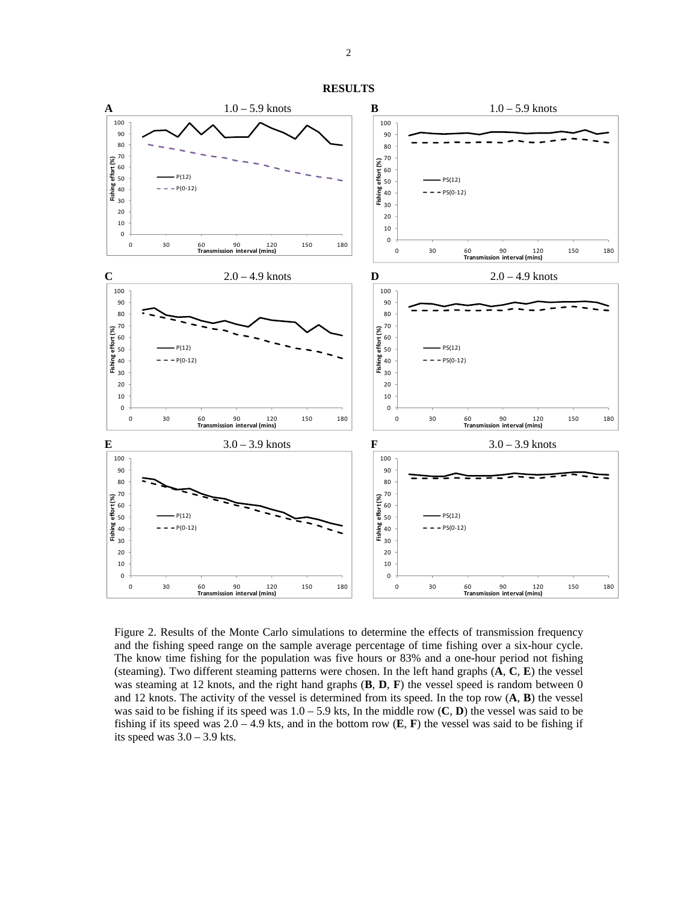**RESULTS**

Figure 2. Results of the Monte Carlo simulations to determine the effects of transmission frequency and the fishing speed range on the sample average percentage of time fishing over a six-hour cycle. The know time fishing for the population was five hours or 83% and a one-hour period not fishing (steaming). Two different steaming patterns were chosen. In the left hand graphs (**A**, **C**, **E**) the vessel was steaming at 12 knots, and the right hand graphs (**B**, **D**, **F**) the vessel speed is random between 0 and 12 knots. The activity of the vessel is determined from its speed. In the top row (**A**, **B**) the vessel was said to be fishing if its speed was 1.0 – 5.9 kts, In the middle row (**C**, **D**) the vessel was said to be fishing if its speed was 2.0 – 4.9 kts, and in the bottom row (**E**, **F**) the vessel was said to be fishing if its speed was 3.0 – 3.9 kts.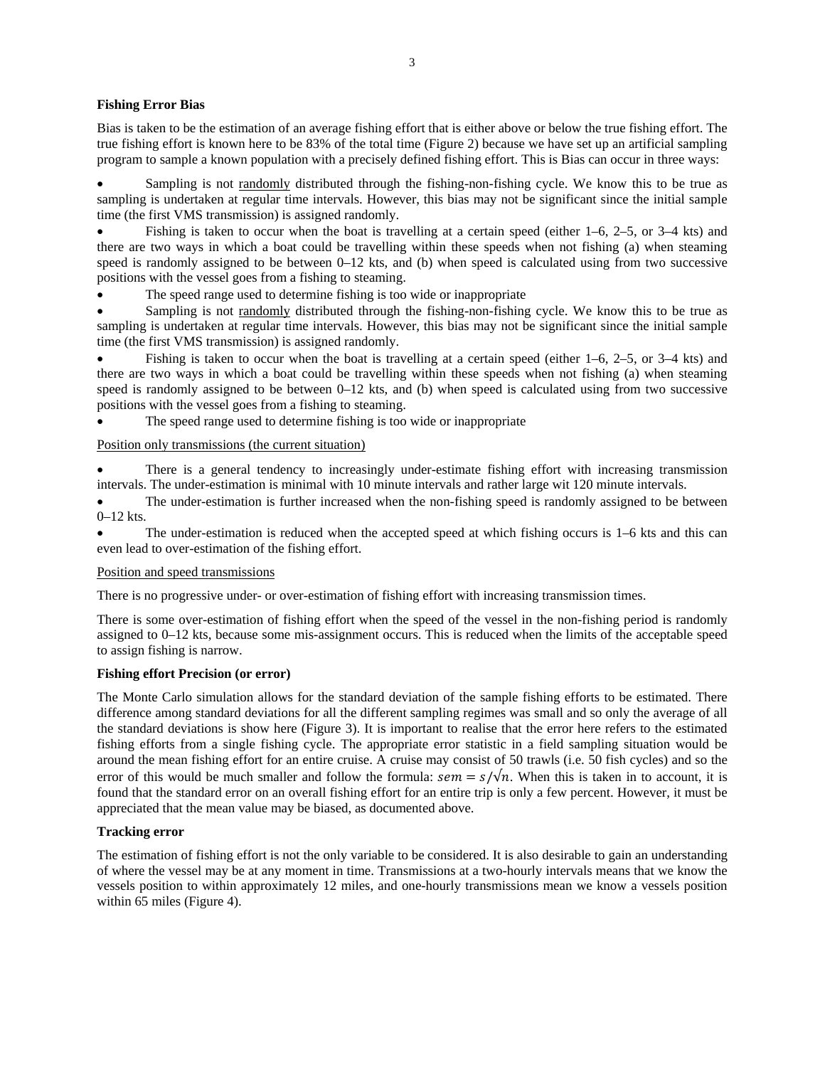**Fishing Error Bias**

Bias is taken to be the estimation of an average fishing effort that is either above or below the true fishing effort. The true fishing effort is known here to be 83% of the total time (Figure 2) because we have set up an artificial sampling program to sample a known population with a precisely defined fishing effort. This is Bias can occur in three ways:

- Sampling is not randomly distributed through the fishing-non-fishing cycle. We know this to be true as sampling is undertaken at regular time intervals. However, this bias may not be significant since the initial sample time (the first VMS transmission) is assigned randomly.
- Fishing is taken to occur when the boat is travelling at a certain speed (either 1–6, 2–5, or 3–4 kts) and there are two ways in which a boat could be travelling within these speeds when not fishing (a) when steaming speed is randomly assigned to be between 0–12 kts, and (b) when speed is calculated using from two successive positions with the vessel goes from a fishing to steaming.
- The speed range used to determine fishing is too wide or inappropriate
- Sampling is not randomly distributed through the fishing-non-fishing cycle. We know this to be true as sampling is undertaken at regular time intervals. However, this bias may not be significant since the initial sample time (the first VMS transmission) is assigned randomly.
- Fishing is taken to occur when the boat is travelling at a certain speed (either 1–6, 2–5, or 3–4 kts) and there are two ways in which a boat could be travelling within these speeds when not fishing (a) when steaming speed is randomly assigned to be between 0–12 kts, and (b) when speed is calculated using from two successive positions with the vessel goes from a fishing to steaming.
- The speed range used to determine fishing is too wide or inappropriate

Position only transmissions (the current situation)

- There is a general tendency to increasingly under-estimate fishing effort with increasing transmission intervals. The under-estimation is minimal with 10 minute intervals and rather large wit 120 minute intervals.
- The under-estimation is further increased when the non-fishing speed is randomly assigned to be between 0–12 kts.
- The under-estimation is reduced when the accepted speed at which fishing occurs is 1–6 kts and this can even lead to over-estimation of the fishing effort.

Position and speed transmissions

There is no progressive under- or over-estimation of fishing effort with increasing transmission times.

There is some over-estimation of fishing effort when the speed of the vessel in the non-fishing period is randomly assigned to 0–12 kts, because some mis-assignment occurs. This is reduced when the limits of the acceptable speed to assign fishing is narrow.

**Fishing effort Precision (or error)**

The Monte Carlo simulation allows for the standard deviation of the sample fishing efforts to be estimated. There difference among standard deviations for all the different sampling regimes was small and so only the average of all the standard deviations is show here (Figure 3). It is important to realise that the error here refers to the estimated fishing efforts from a single fishing cycle. The appropriate error statistic in a field sampling situation would be around the mean fishing effort for an entire cruise. A cruise may consist of 50 trawls (i.e. 50 fish cycles) and so the error of this would be much smaller and follow the formula: $sem = s/\sqrt{n}$. When this is taken in to account, it is found that the standard error on an overall fishing effort for an entire trip is only a few percent. However, it must be appreciated that the mean value may be biased, as documented above.

**Tracking error**

The estimation of fishing effort is not the only variable to be considered. It is also desirable to gain an understanding of where the vessel may be at any moment in time. Transmissions at a two-hourly intervals means that we know the vessels position to within approximately 12 miles, and one-hourly transmissions mean we know a vessels position within 65 miles (Figure 4).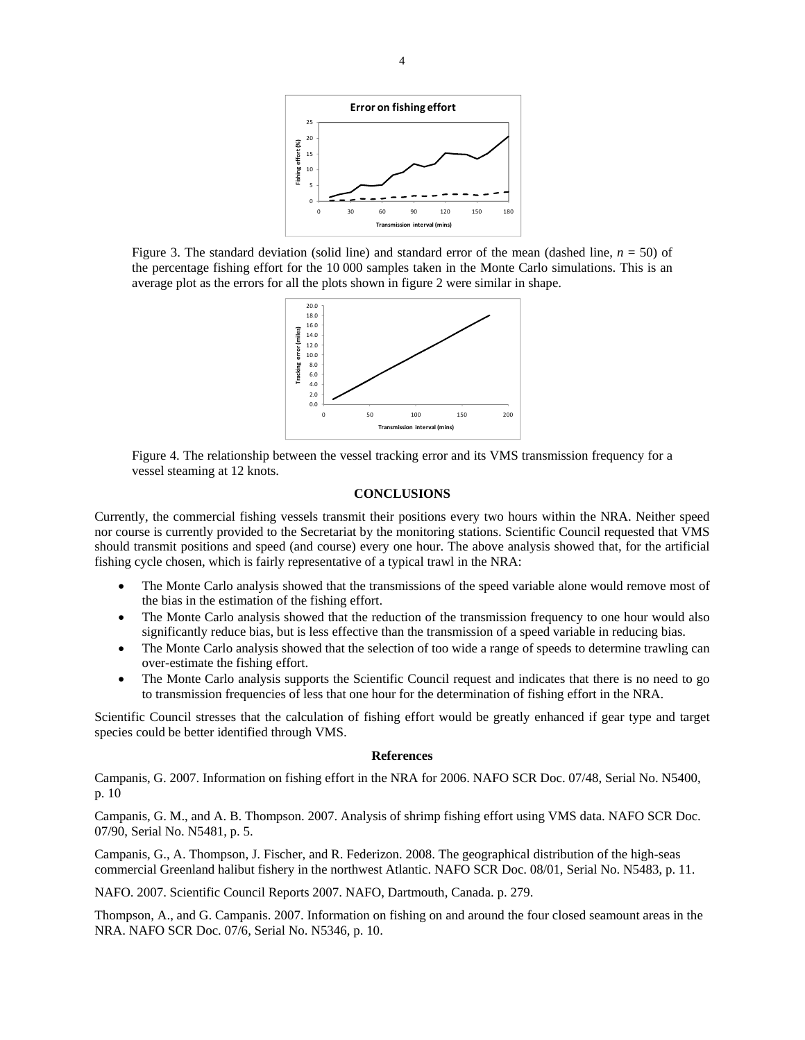Error on fishing effort

25
20
15
10
5
0

Fishing effort (%)

0 30 60 90 120 150 180

Transmission interval (mins)

Figure 3. The standard deviation (solid line) and standard error of the mean (dashed line, $n = 50$) of the percentage fishing effort for the 10 000 samples taken in the Monte Carlo simulations. This is an average plot as the errors for all the plots shown in figure 2 were similar in shape.

20.0
18.0
16.0
14.0
12.0
10.0
8.0
6.0
4.0
2.0
0.0

Tracking error (miles)

0 50 100 150 200

Transmission interval (mins)

Figure 4. The relationship between the vessel tracking error and its VMS transmission frequency for a vessel steaming at 12 knots.

## CONCLUSIONS

Currently, the commercial fishing vessels transmit their positions every two hours within the NRA. Neither speed nor course is currently provided to the Secretariat by the monitoring stations. Scientific Council requested that VMS should transmit positions and speed (and course) every one hour. The above analysis showed that, for the artificial fishing cycle chosen, which is fairly representative of a typical trawl in the NRA:

- The Monte Carlo analysis showed that the transmissions of the speed variable alone would remove most of the bias in the estimation of the fishing effort.
- The Monte Carlo analysis showed that the reduction of the transmission frequency to one hour would also significantly reduce bias, but is less effective than the transmission of a speed variable in reducing bias.
- The Monte Carlo analysis showed that the selection of too wide a range of speeds to determine trawling can over-estimate the fishing effort.
- The Monte Carlo analysis supports the Scientific Council request and indicates that there is no need to go to transmission frequencies of less that one hour for the determination of fishing effort in the NRA.

Scientific Council stresses that the calculation of fishing effort would be greatly enhanced if gear type and target species could be better identified through VMS.

### References

Campanis, G. 2007. Information on fishing effort in the NRA for 2006. NAFO SCR Doc. 07/48, Serial No. N5400, p. 10

Campanis, G. M., and A. B. Thompson. 2007. Analysis of shrimp fishing effort using VMS data. NAFO SCR Doc. 07/90, Serial No. N5481, p. 5.

Campanis, G., A. Thompson, J. Fischer, and R. Federizon. 2008. The geographical distribution of the high-seas commercial Greenland halibut fishery in the northwest Atlantic. NAFO SCR Doc. 08/01, Serial No. N5483, p. 11.

NAFO. 2007. Scientific Council Reports 2007. NAFO, Dartmouth, Canada. p. 279.

Thompson, A., and G. Campanis. 2007. Information on fishing on and around the four closed seamount areas in the NRA. NAFO SCR Doc. 07/6, Serial No. N5346, p. 10.